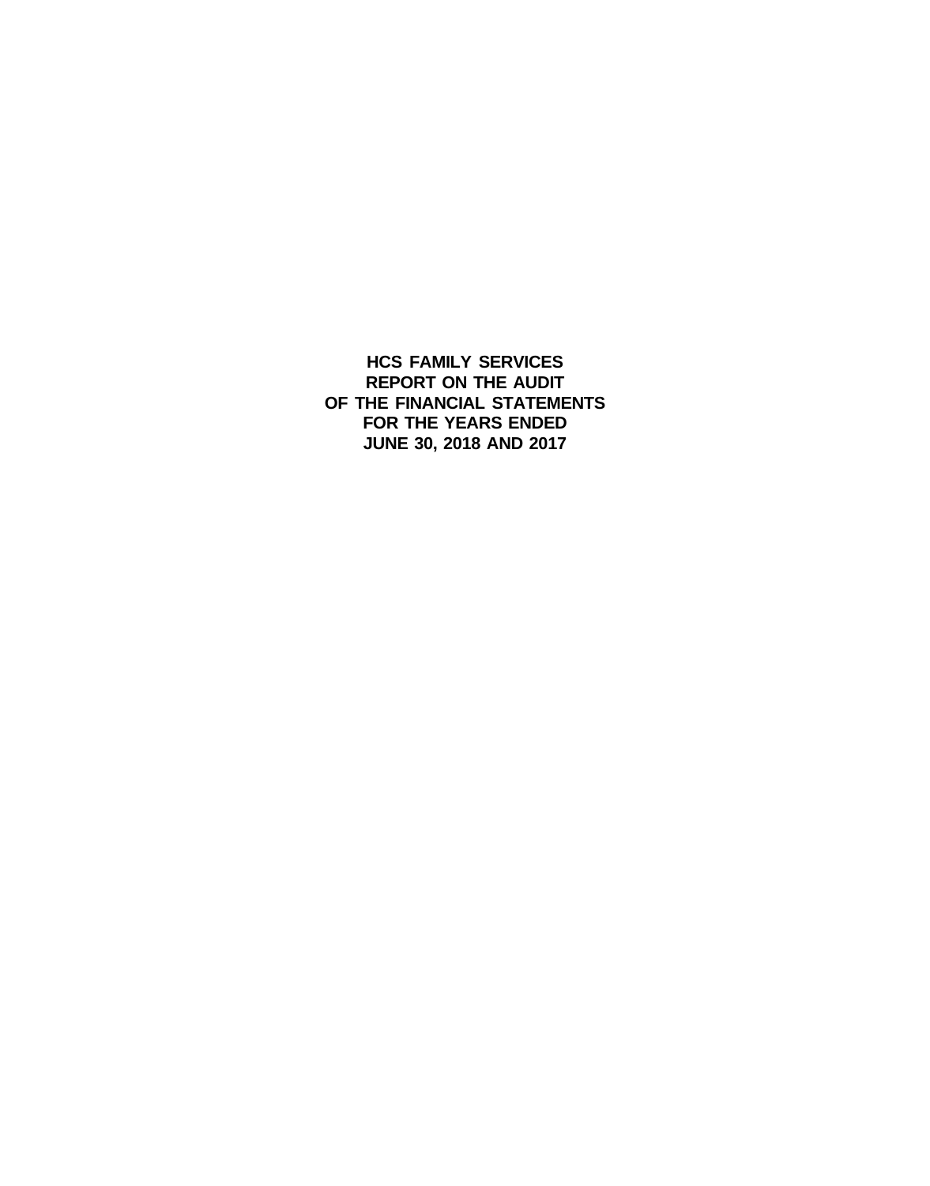# HCS FAMILY SERVICES
# REPORT ON THE AUDIT
# OF THE FINANCIAL STATEMENTS
# FOR THE YEARS ENDED
# JUNE 30, 2018 AND 2017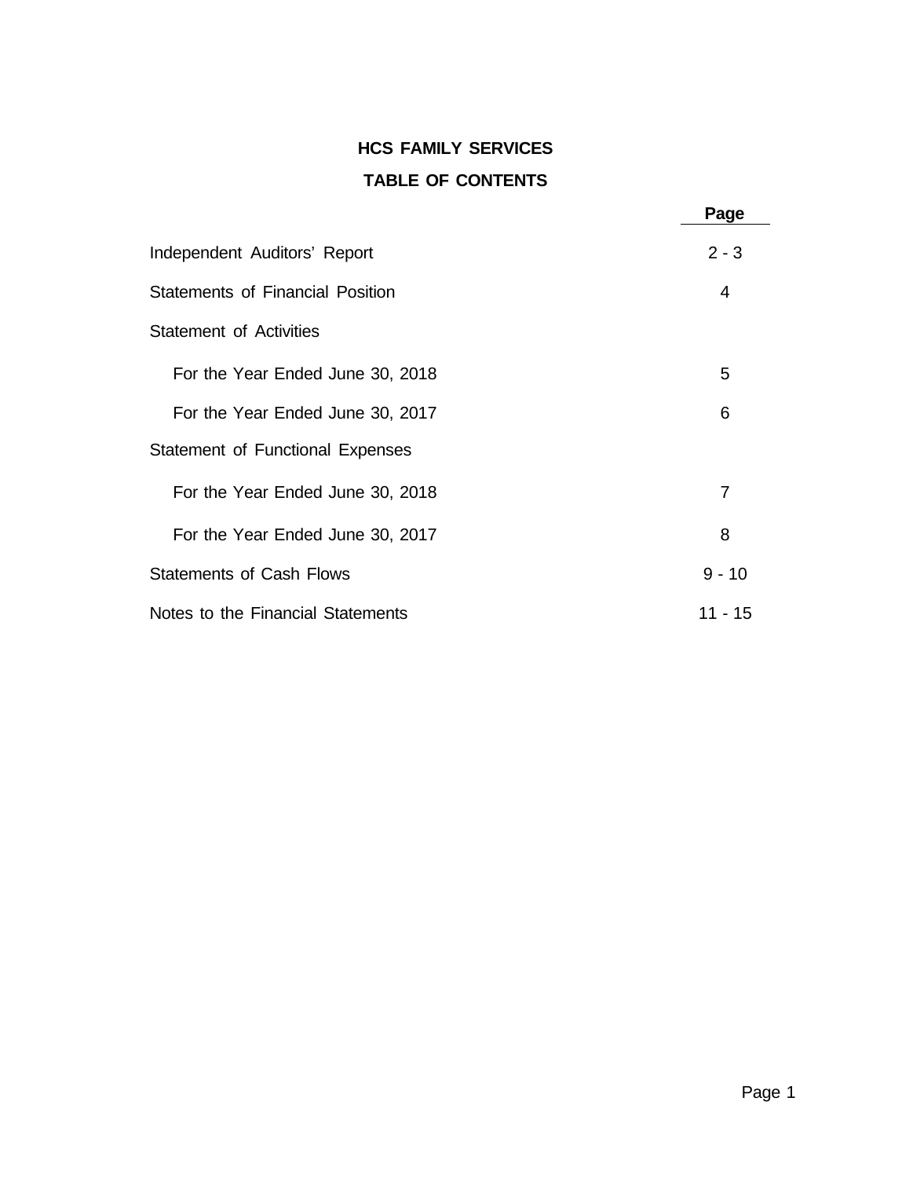# HCS FAMILY SERVICES

## TABLE OF CONTENTS

| | Page |
|---|---|
| Independent Auditors' Report | 2 - 3 |
| Statements of Financial Position | 4 |
| Statement of Activities | |
| For the Year Ended June 30, 2018 | 5 |
| For the Year Ended June 30, 2017 | 6 |
| Statement of Functional Expenses | |
| For the Year Ended June 30, 2018 | 7 |
| For the Year Ended June 30, 2017 | 8 |
| Statements of Cash Flows | 9 - 10 |
| Notes to the Financial Statements | 11 - 15 |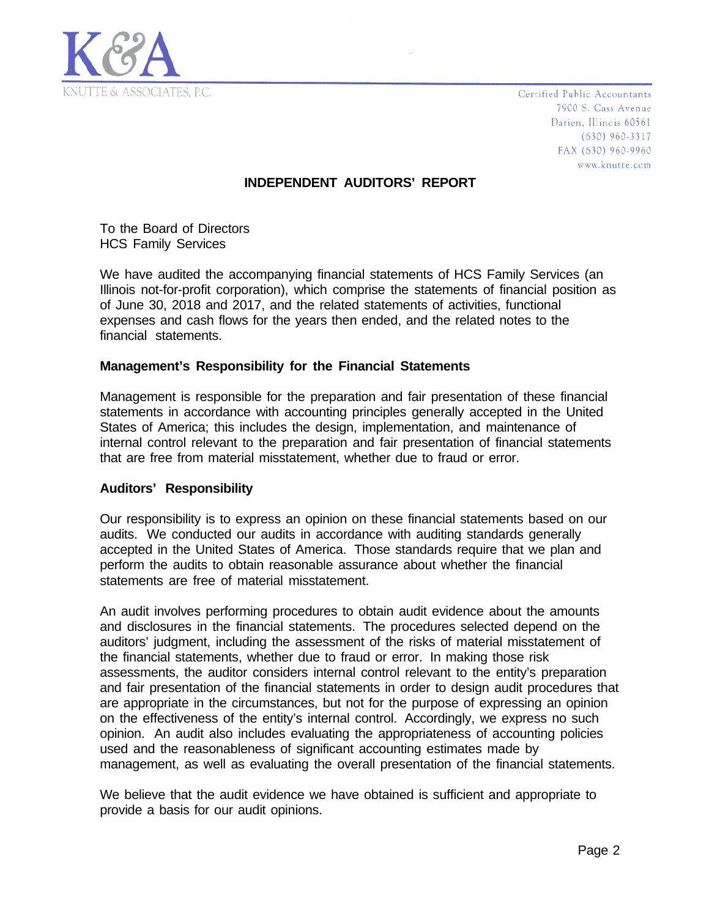KNUTTE & ASSOCIATES, P.C.

Certified Public Accountants
7900 S. Cass Avenue
Darien, Illinois 60561
(630) 960-3317
FAX (630) 960-9960
www.knutte.com

## INDEPENDENT AUDITORS' REPORT

To the Board of Directors
HCS Family Services

We have audited the accompanying financial statements of HCS Family Services (an Illinois not-for-profit corporation), which comprise the statements of financial position as of June 30, 2018 and 2017, and the related statements of activities, functional expenses and cash flows for the years then ended, and the related notes to the financial statements.

### Management's Responsibility for the Financial Statements

Management is responsible for the preparation and fair presentation of these financial statements in accordance with accounting principles generally accepted in the United States of America; this includes the design, implementation, and maintenance of internal control relevant to the preparation and fair presentation of financial statements that are free from material misstatement, whether due to fraud or error.

### Auditors' Responsibility

Our responsibility is to express an opinion on these financial statements based on our audits. We conducted our audits in accordance with auditing standards generally accepted in the United States of America. Those standards require that we plan and perform the audits to obtain reasonable assurance about whether the financial statements are free of material misstatement.

An audit involves performing procedures to obtain audit evidence about the amounts and disclosures in the financial statements. The procedures selected depend on the auditors' judgment, including the assessment of the risks of material misstatement of the financial statements, whether due to fraud or error. In making those risk assessments, the auditor considers internal control relevant to the entity's preparation and fair presentation of the financial statements in order to design audit procedures that are appropriate in the circumstances, but not for the purpose of expressing an opinion on the effectiveness of the entity's internal control. Accordingly, we express no such opinion. An audit also includes evaluating the appropriateness of accounting policies used and the reasonableness of significant accounting estimates made by management, as well as evaluating the overall presentation of the financial statements.

We believe that the audit evidence we have obtained is sufficient and appropriate to provide a basis for our audit opinions.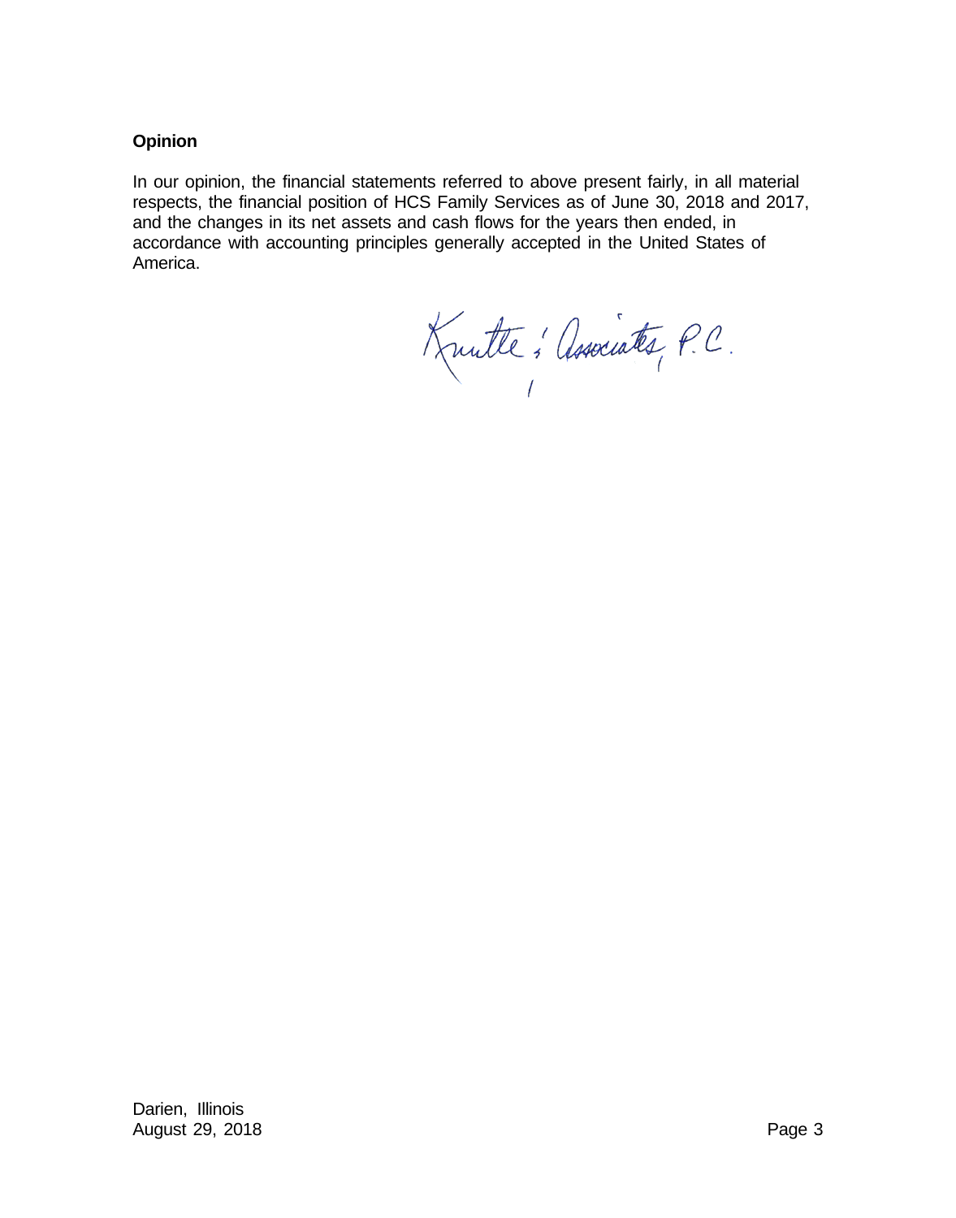**Opinion**

In our opinion, the financial statements referred to above present fairly, in all material respects, the financial position of HCS Family Services as of June 30, 2018 and 2017, and the changes in its net assets and cash flows for the years then ended, in accordance with accounting principles generally accepted in the United States of America.

Knutte & Associates, P.C.

Darien, Illinois
August 29, 2018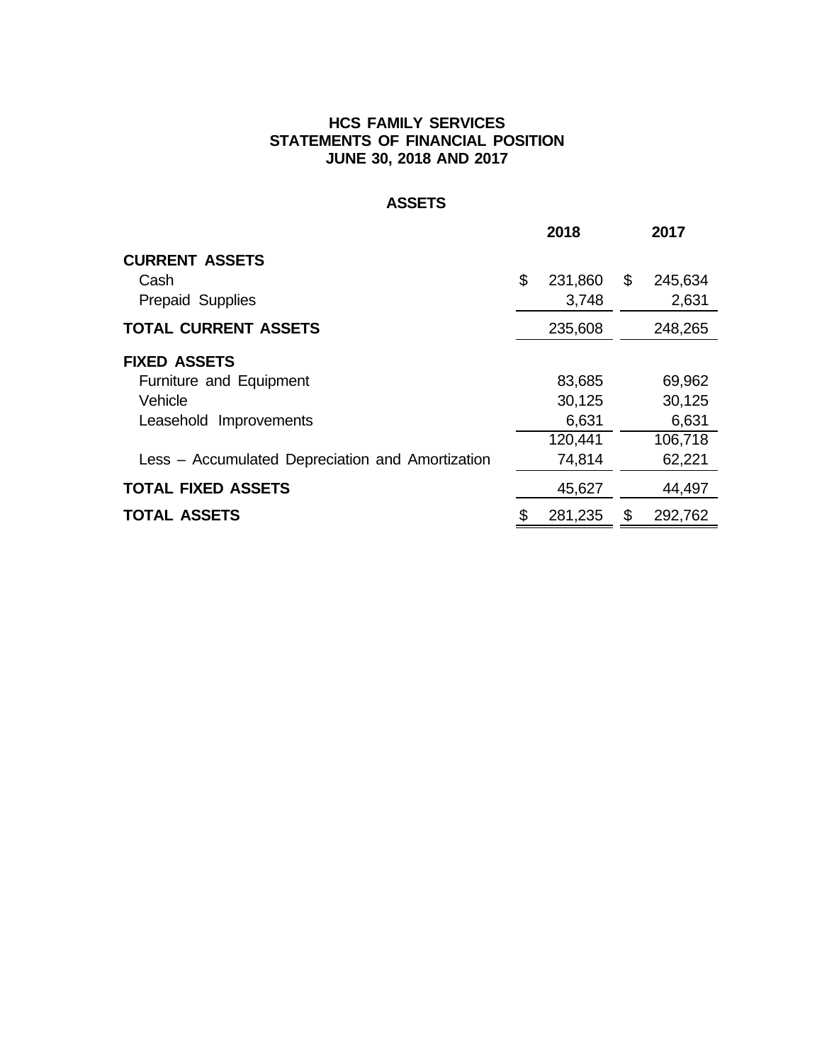# HCS FAMILY SERVICES
## STATEMENTS OF FINANCIAL POSITION
## JUNE 30, 2018 AND 2017

### ASSETS

| | 2018 | 2017 |
|---|---|---|
| **CURRENT ASSETS** | | |
| Cash | $ 231,860 | $ 245,634 |
| Prepaid Supplies | 3,748 | 2,631 |
| **TOTAL CURRENT ASSETS** | 235,608 | 248,265 |
| **FIXED ASSETS** | | |
| Furniture and Equipment | 83,685 | 69,962 |
| Vehicle | 30,125 | 30,125 |
| Leasehold Improvements | 6,631 | 6,631 |
| | 120,441 | 106,718 |
| Less – Accumulated Depreciation and Amortization | 74,814 | 62,221 |
| **TOTAL FIXED ASSETS** | 45,627 | 44,497 |
| **TOTAL ASSETS** | $ 281,235 | $ 292,762 |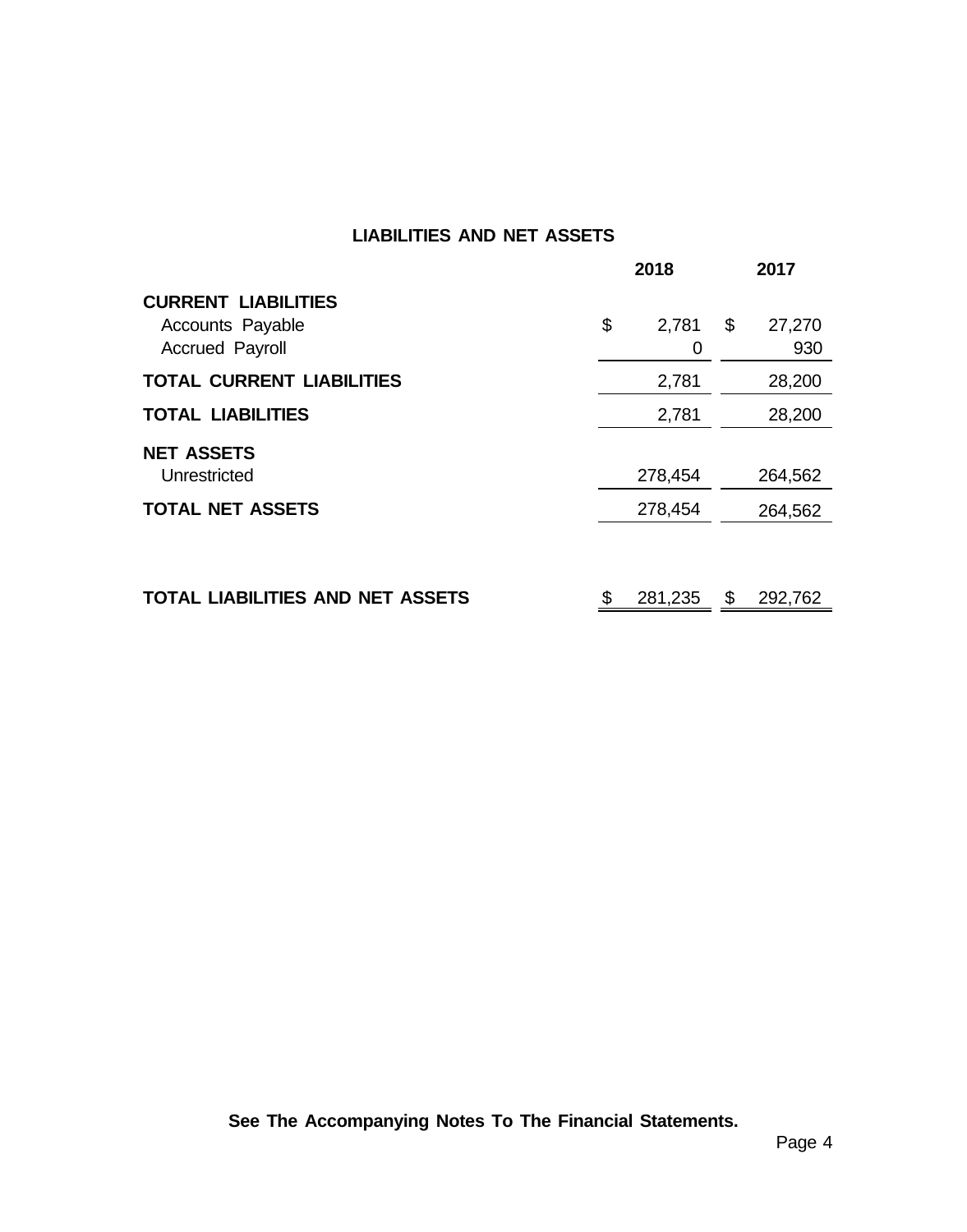## LIABILITIES AND NET ASSETS

| | 2018 | 2017 |
|---|---|---|
| **CURRENT LIABILITIES** | | |
| Accounts Payable | $ 2,781 | $ 27,270 |
| Accrued Payroll | 0 | 930 |
| **TOTAL CURRENT LIABILITIES** | 2,781 | 28,200 |
| **TOTAL LIABILITIES** | 2,781 | 28,200 |
| **NET ASSETS** | | |
| Unrestricted | 278,454 | 264,562 |
| **TOTAL NET ASSETS** | 278,454 | 264,562 |
| **TOTAL LIABILITIES AND NET ASSETS** | $ 281,235 | $ 292,762 |

**See The Accompanying Notes To The Financial Statements.**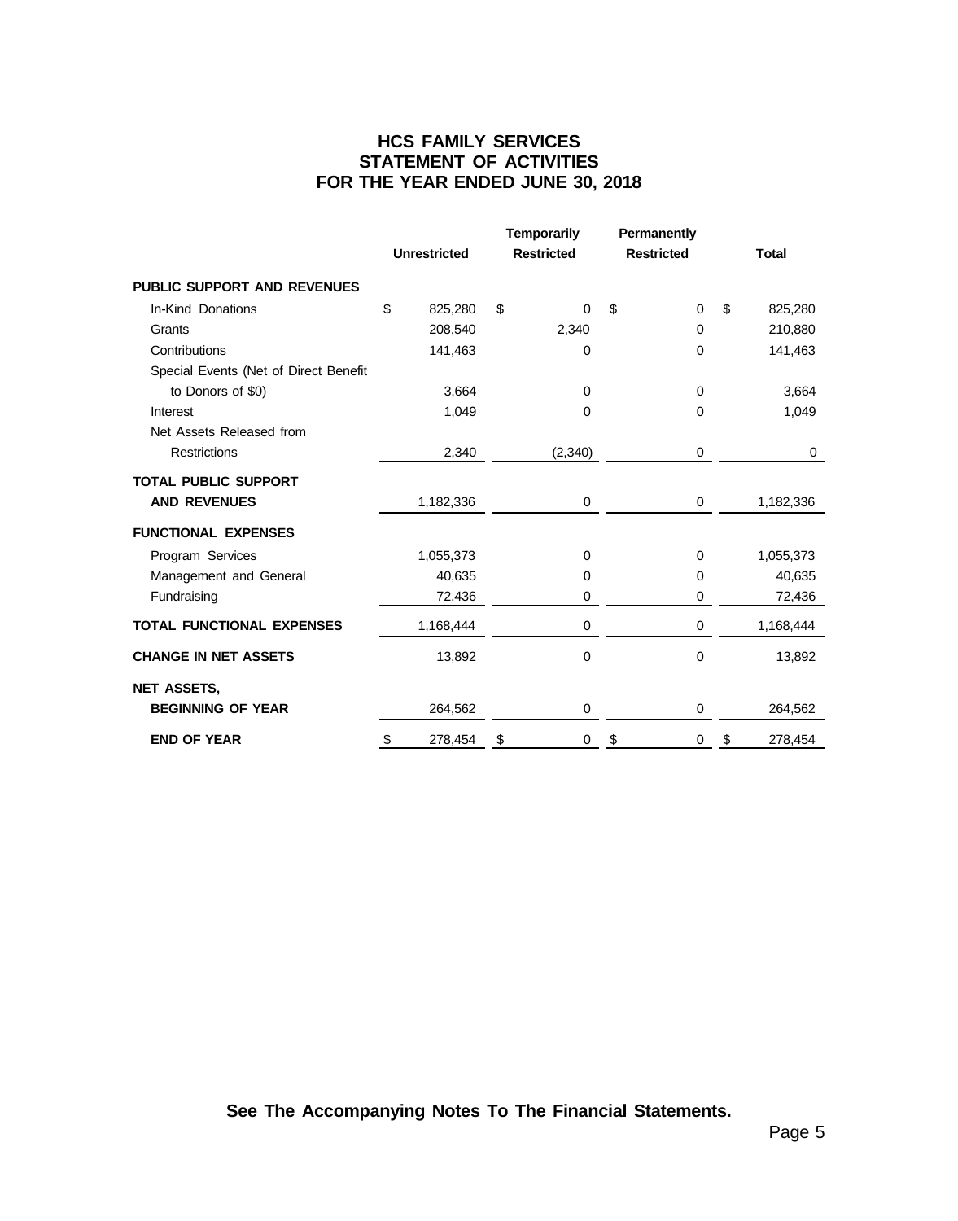# HCS FAMILY SERVICES
## STATEMENT OF ACTIVITIES
## FOR THE YEAR ENDED JUNE 30, 2018

| | Unrestricted | Temporarily Restricted | Permanently Restricted | Total |
|---|---|---|---|---|
| **PUBLIC SUPPORT AND REVENUES** | | | | |
| In-Kind Donations | $ 825,280 | $ 0 | $ 0 | $ 825,280 |
| Grants | 208,540 | 2,340 | 0 | 210,880 |
| Contributions | 141,463 | 0 | 0 | 141,463 |
| Special Events (Net of Direct Benefit to Donors of $0) | 3,664 | 0 | 0 | 3,664 |
| Interest | 1,049 | 0 | 0 | 1,049 |
| Net Assets Released from Restrictions | 2,340 | (2,340) | 0 | 0 |
| **TOTAL PUBLIC SUPPORT AND REVENUES** | 1,182,336 | 0 | 0 | 1,182,336 |
| **FUNCTIONAL EXPENSES** | | | | |
| Program Services | 1,055,373 | 0 | 0 | 1,055,373 |
| Management and General | 40,635 | 0 | 0 | 40,635 |
| Fundraising | 72,436 | 0 | 0 | 72,436 |
| **TOTAL FUNCTIONAL EXPENSES** | 1,168,444 | 0 | 0 | 1,168,444 |
| **CHANGE IN NET ASSETS** | 13,892 | 0 | 0 | 13,892 |
| **NET ASSETS,** | | | | |
| **BEGINNING OF YEAR** | 264,562 | 0 | 0 | 264,562 |
| **END OF YEAR** | $ 278,454 | $ 0 | $ 0 | $ 278,454 |

**See The Accompanying Notes To The Financial Statements.**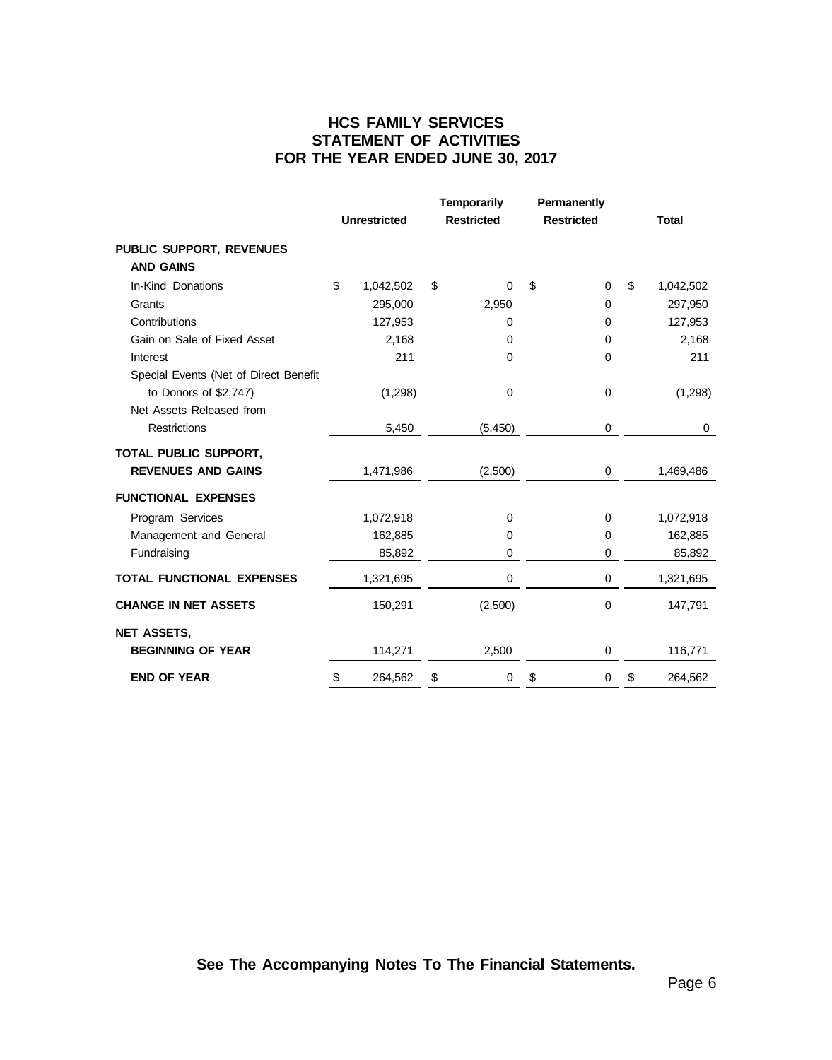# HCS FAMILY SERVICES
## STATEMENT OF ACTIVITIES
## FOR THE YEAR ENDED JUNE 30, 2017

| | Unrestricted | Temporarily Restricted | Permanently Restricted | Total |
|---|---|---|---|---|
| **PUBLIC SUPPORT, REVENUES AND GAINS** | | | | |
| In-Kind Donations | $ 1,042,502 | $ 0 | $ 0 | $ 1,042,502 |
| Grants | 295,000 | 2,950 | 0 | 297,950 |
| Contributions | 127,953 | 0 | 0 | 127,953 |
| Gain on Sale of Fixed Asset | 2,168 | 0 | 0 | 2,168 |
| Interest | 211 | 0 | 0 | 211 |
| Special Events (Net of Direct Benefit to Donors of $2,747) | (1,298) | 0 | 0 | (1,298) |
| Net Assets Released from Restrictions | 5,450 | (5,450) | 0 | 0 |
| **TOTAL PUBLIC SUPPORT, REVENUES AND GAINS** | 1,471,986 | (2,500) | 0 | 1,469,486 |
| **FUNCTIONAL EXPENSES** | | | | |
| Program Services | 1,072,918 | 0 | 0 | 1,072,918 |
| Management and General | 162,885 | 0 | 0 | 162,885 |
| Fundraising | 85,892 | 0 | 0 | 85,892 |
| **TOTAL FUNCTIONAL EXPENSES** | 1,321,695 | 0 | 0 | 1,321,695 |
| **CHANGE IN NET ASSETS** | 150,291 | (2,500) | 0 | 147,791 |
| **NET ASSETS, BEGINNING OF YEAR** | 114,271 | 2,500 | 0 | 116,771 |
| **END OF YEAR** | $ 264,562 | $ 0 | $ 0 | $ 264,562 |

**See The Accompanying Notes To The Financial Statements.**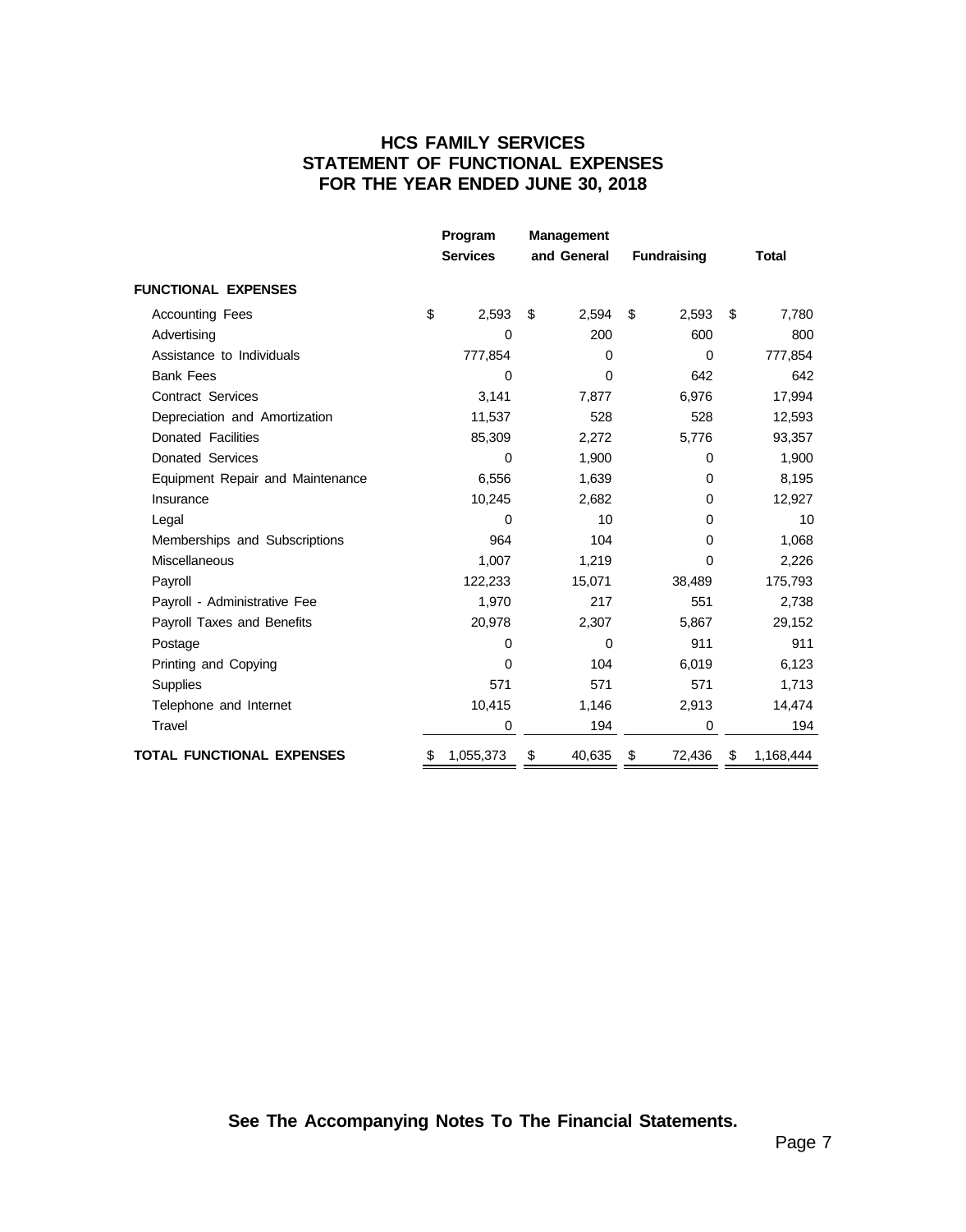# HCS FAMILY SERVICES
## STATEMENT OF FUNCTIONAL EXPENSES
## FOR THE YEAR ENDED JUNE 30, 2018

| | Program Services | Management and General | Fundraising | Total |
|---|---|---|---|---|
| **FUNCTIONAL EXPENSES** | | | | |
| Accounting Fees | $ 2,593 | $ 2,594 | $ 2,593 | $ 7,780 |
| Advertising | 0 | 200 | 600 | 800 |
| Assistance to Individuals | 777,854 | 0 | 0 | 777,854 |
| Bank Fees | 0 | 0 | 642 | 642 |
| Contract Services | 3,141 | 7,877 | 6,976 | 17,994 |
| Depreciation and Amortization | 11,537 | 528 | 528 | 12,593 |
| Donated Facilities | 85,309 | 2,272 | 5,776 | 93,357 |
| Donated Services | 0 | 1,900 | 0 | 1,900 |
| Equipment Repair and Maintenance | 6,556 | 1,639 | 0 | 8,195 |
| Insurance | 10,245 | 2,682 | 0 | 12,927 |
| Legal | 0 | 10 | 0 | 10 |
| Memberships and Subscriptions | 964 | 104 | 0 | 1,068 |
| Miscellaneous | 1,007 | 1,219 | 0 | 2,226 |
| Payroll | 122,233 | 15,071 | 38,489 | 175,793 |
| Payroll - Administrative Fee | 1,970 | 217 | 551 | 2,738 |
| Payroll Taxes and Benefits | 20,978 | 2,307 | 5,867 | 29,152 |
| Postage | 0 | 0 | 911 | 911 |
| Printing and Copying | 0 | 104 | 6,019 | 6,123 |
| Supplies | 571 | 571 | 571 | 1,713 |
| Telephone and Internet | 10,415 | 1,146 | 2,913 | 14,474 |
| Travel | 0 | 194 | 0 | 194 |
| **TOTAL FUNCTIONAL EXPENSES** | $ 1,055,373 | $ 40,635 | $ 72,436 | $ 1,168,444 |

**See The Accompanying Notes To The Financial Statements.**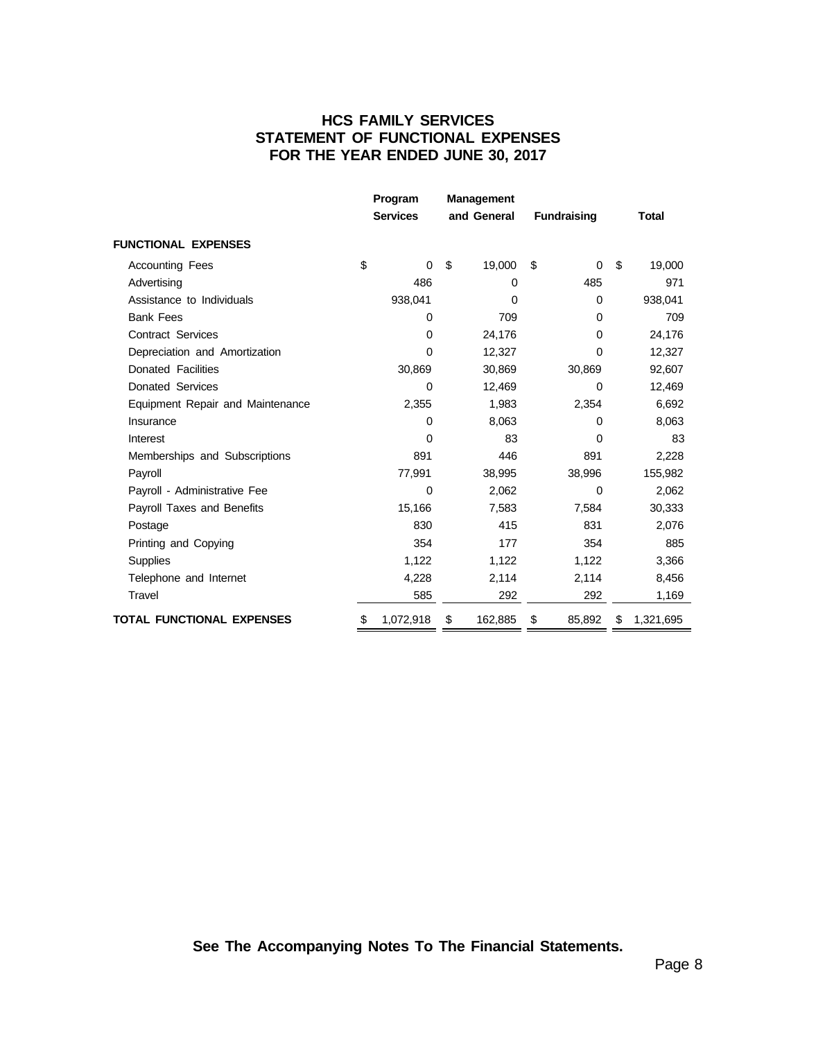# HCS FAMILY SERVICES
## STATEMENT OF FUNCTIONAL EXPENSES
## FOR THE YEAR ENDED JUNE 30, 2017

| | Program Services | Management and General | Fundraising | Total |
|---|---|---|---|---|
| **FUNCTIONAL EXPENSES** | | | | |
| Accounting Fees | $ 0 | $ 19,000 | $ 0 | $ 19,000 |
| Advertising | 486 | 0 | 485 | 971 |
| Assistance to Individuals | 938,041 | 0 | 0 | 938,041 |
| Bank Fees | 0 | 709 | 0 | 709 |
| Contract Services | 0 | 24,176 | 0 | 24,176 |
| Depreciation and Amortization | 0 | 12,327 | 0 | 12,327 |
| Donated Facilities | 30,869 | 30,869 | 30,869 | 92,607 |
| Donated Services | 0 | 12,469 | 0 | 12,469 |
| Equipment Repair and Maintenance | 2,355 | 1,983 | 2,354 | 6,692 |
| Insurance | 0 | 8,063 | 0 | 8,063 |
| Interest | 0 | 83 | 0 | 83 |
| Memberships and Subscriptions | 891 | 446 | 891 | 2,228 |
| Payroll | 77,991 | 38,995 | 38,996 | 155,982 |
| Payroll - Administrative Fee | 0 | 2,062 | 0 | 2,062 |
| Payroll Taxes and Benefits | 15,166 | 7,583 | 7,584 | 30,333 |
| Postage | 830 | 415 | 831 | 2,076 |
| Printing and Copying | 354 | 177 | 354 | 885 |
| Supplies | 1,122 | 1,122 | 1,122 | 3,366 |
| Telephone and Internet | 4,228 | 2,114 | 2,114 | 8,456 |
| Travel | 585 | 292 | 292 | 1,169 |
| **TOTAL FUNCTIONAL EXPENSES** | $ 1,072,918 | $ 162,885 | $ 85,892 | $ 1,321,695 |

**See The Accompanying Notes To The Financial Statements.**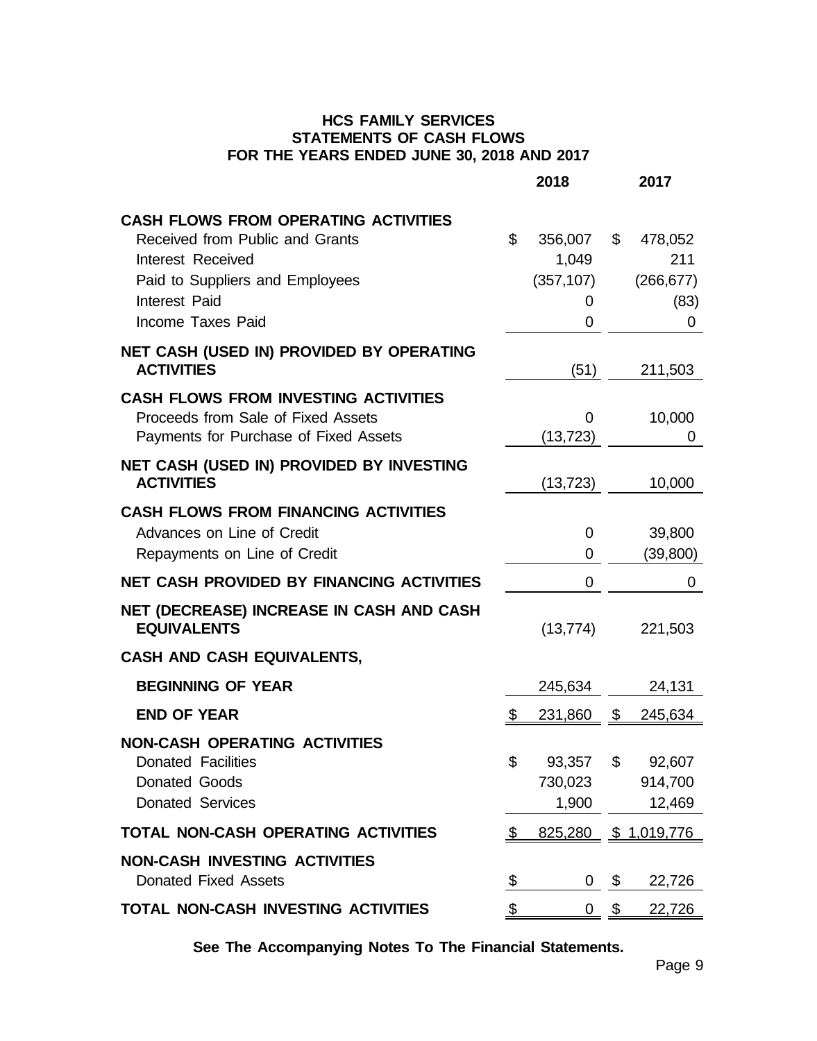# HCS FAMILY SERVICES
## STATEMENTS OF CASH FLOWS
## FOR THE YEARS ENDED JUNE 30, 2018 AND 2017

| | 2018 | 2017 |
|---|---|---|
| **CASH FLOWS FROM OPERATING ACTIVITIES** | | |
| Received from Public and Grants | $ 356,007 | $ 478,052 |
| Interest Received | 1,049 | 211 |
| Paid to Suppliers and Employees | (357,107) | (266,677) |
| Interest Paid | 0 | (83) |
| Income Taxes Paid | 0 | 0 |
| **NET CASH (USED IN) PROVIDED BY OPERATING ACTIVITIES** | (51) | 211,503 |
| **CASH FLOWS FROM INVESTING ACTIVITIES** | | |
| Proceeds from Sale of Fixed Assets | 0 | 10,000 |
| Payments for Purchase of Fixed Assets | (13,723) | 0 |
| **NET CASH (USED IN) PROVIDED BY INVESTING ACTIVITIES** | (13,723) | 10,000 |
| **CASH FLOWS FROM FINANCING ACTIVITIES** | | |
| Advances on Line of Credit | 0 | 39,800 |
| Repayments on Line of Credit | 0 | (39,800) |
| **NET CASH PROVIDED BY FINANCING ACTIVITIES** | 0 | 0 |
| **NET (DECREASE) INCREASE IN CASH AND CASH EQUIVALENTS** | (13,774) | 221,503 |
| **CASH AND CASH EQUIVALENTS,** | | |
| **BEGINNING OF YEAR** | 245,634 | 24,131 |
| **END OF YEAR** | $ 231,860 | $ 245,634 |
| **NON-CASH OPERATING ACTIVITIES** | | |
| Donated Facilities | $ 93,357 | $ 92,607 |
| Donated Goods | 730,023 | 914,700 |
| Donated Services | 1,900 | 12,469 |
| **TOTAL NON-CASH OPERATING ACTIVITIES** | $ 825,280 | $ 1,019,776 |
| **NON-CASH INVESTING ACTIVITIES** | | |
| Donated Fixed Assets | $ 0 | $ 22,726 |
| **TOTAL NON-CASH INVESTING ACTIVITIES** | $ 0 | $ 22,726 |

**See The Accompanying Notes To The Financial Statements.**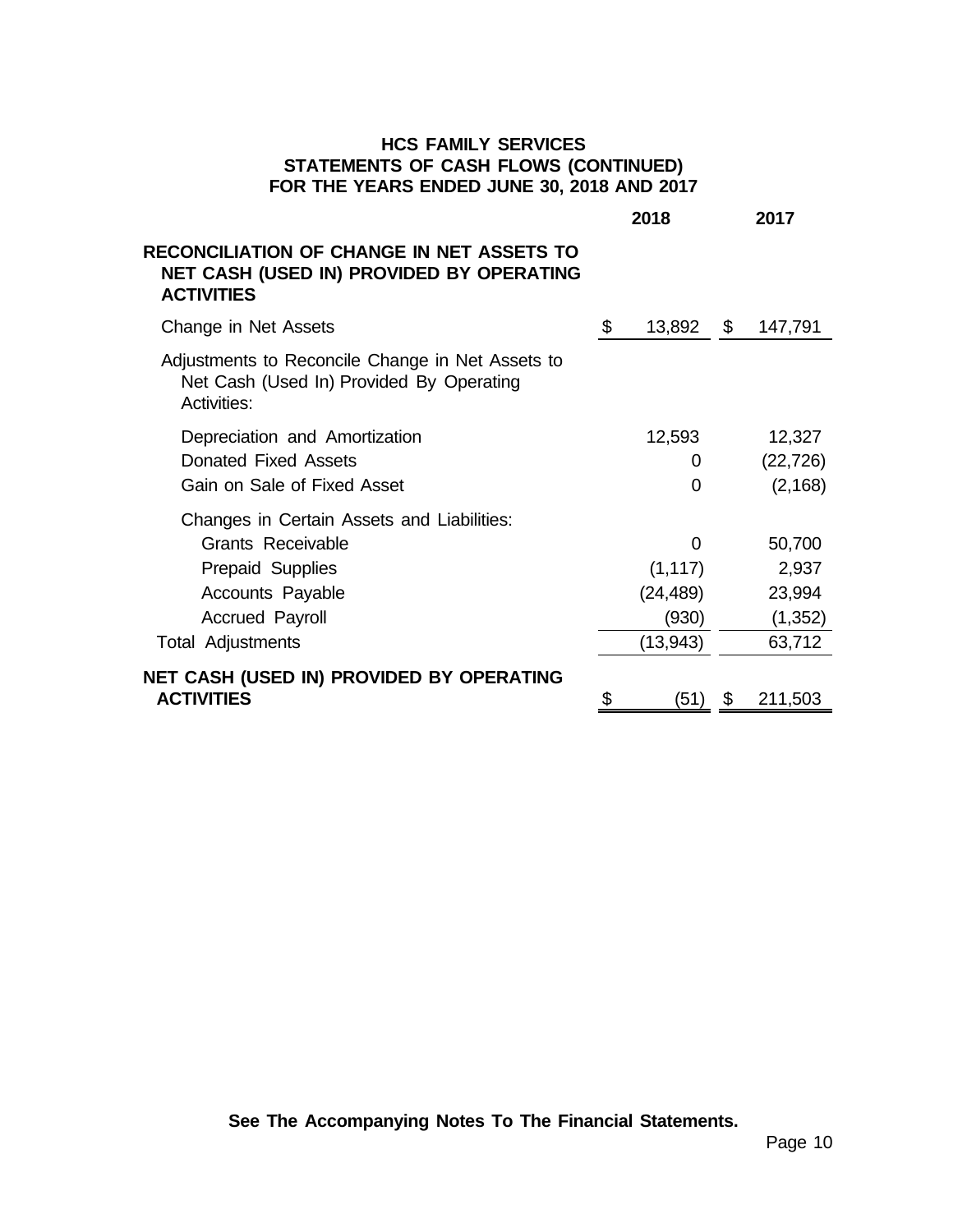# HCS FAMILY SERVICES
## STATEMENTS OF CASH FLOWS (CONTINUED)
## FOR THE YEARS ENDED JUNE 30, 2018 AND 2017

| | 2018 | 2017 |
|---|---|---|
| **RECONCILIATION OF CHANGE IN NET ASSETS TO NET CASH (USED IN) PROVIDED BY OPERATING ACTIVITIES** | | |
| Change in Net Assets | $ 13,892 | $ 147,791 |
| Adjustments to Reconcile Change in Net Assets to Net Cash (Used In) Provided By Operating Activities: | | |
| Depreciation and Amortization | 12,593 | 12,327 |
| Donated Fixed Assets | 0 | (22,726) |
| Gain on Sale of Fixed Asset | 0 | (2,168) |
| Changes in Certain Assets and Liabilities: | | |
| Grants Receivable | 0 | 50,700 |
| Prepaid Supplies | (1,117) | 2,937 |
| Accounts Payable | (24,489) | 23,994 |
| Accrued Payroll | (930) | (1,352) |
| Total Adjustments | (13,943) | 63,712 |
| **NET CASH (USED IN) PROVIDED BY OPERATING ACTIVITIES** | $ (51) | $ 211,503 |

**See The Accompanying Notes To The Financial Statements.**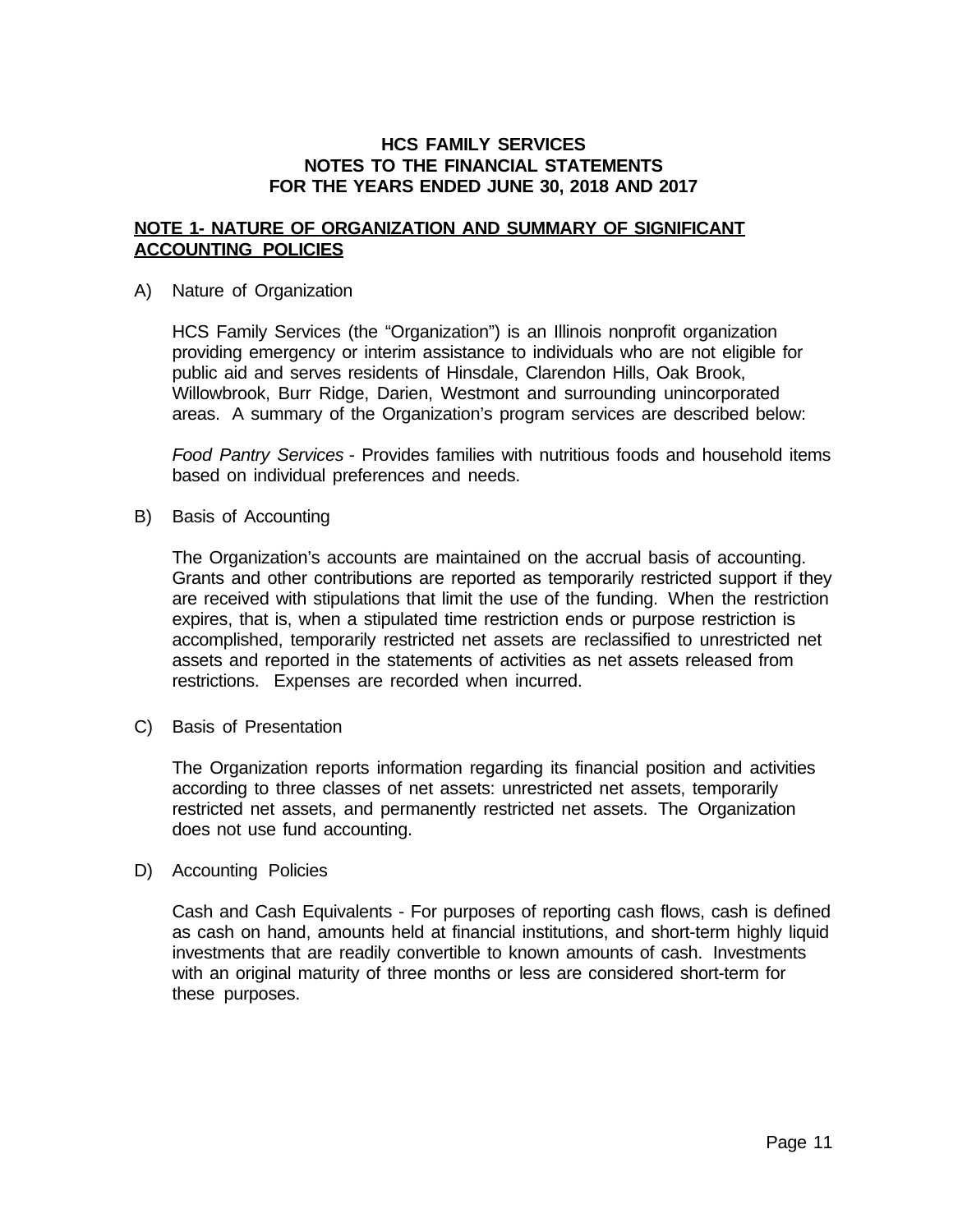# HCS FAMILY SERVICES
## NOTES TO THE FINANCIAL STATEMENTS
## FOR THE YEARS ENDED JUNE 30, 2018 AND 2017

**NOTE 1- NATURE OF ORGANIZATION AND SUMMARY OF SIGNIFICANT ACCOUNTING POLICIES**

A) Nature of Organization

HCS Family Services (the "Organization") is an Illinois nonprofit organization providing emergency or interim assistance to individuals who are not eligible for public aid and serves residents of Hinsdale, Clarendon Hills, Oak Brook, Willowbrook, Burr Ridge, Darien, Westmont and surrounding unincorporated areas. A summary of the Organization's program services are described below:

*Food Pantry Services* - Provides families with nutritious foods and household items based on individual preferences and needs.

B) Basis of Accounting

The Organization's accounts are maintained on the accrual basis of accounting. Grants and other contributions are reported as temporarily restricted support if they are received with stipulations that limit the use of the funding. When the restriction expires, that is, when a stipulated time restriction ends or purpose restriction is accomplished, temporarily restricted net assets are reclassified to unrestricted net assets and reported in the statements of activities as net assets released from restrictions. Expenses are recorded when incurred.

C) Basis of Presentation

The Organization reports information regarding its financial position and activities according to three classes of net assets: unrestricted net assets, temporarily restricted net assets, and permanently restricted net assets. The Organization does not use fund accounting.

D) Accounting Policies

Cash and Cash Equivalents - For purposes of reporting cash flows, cash is defined as cash on hand, amounts held at financial institutions, and short-term highly liquid investments that are readily convertible to known amounts of cash. Investments with an original maturity of three months or less are considered short-term for these purposes.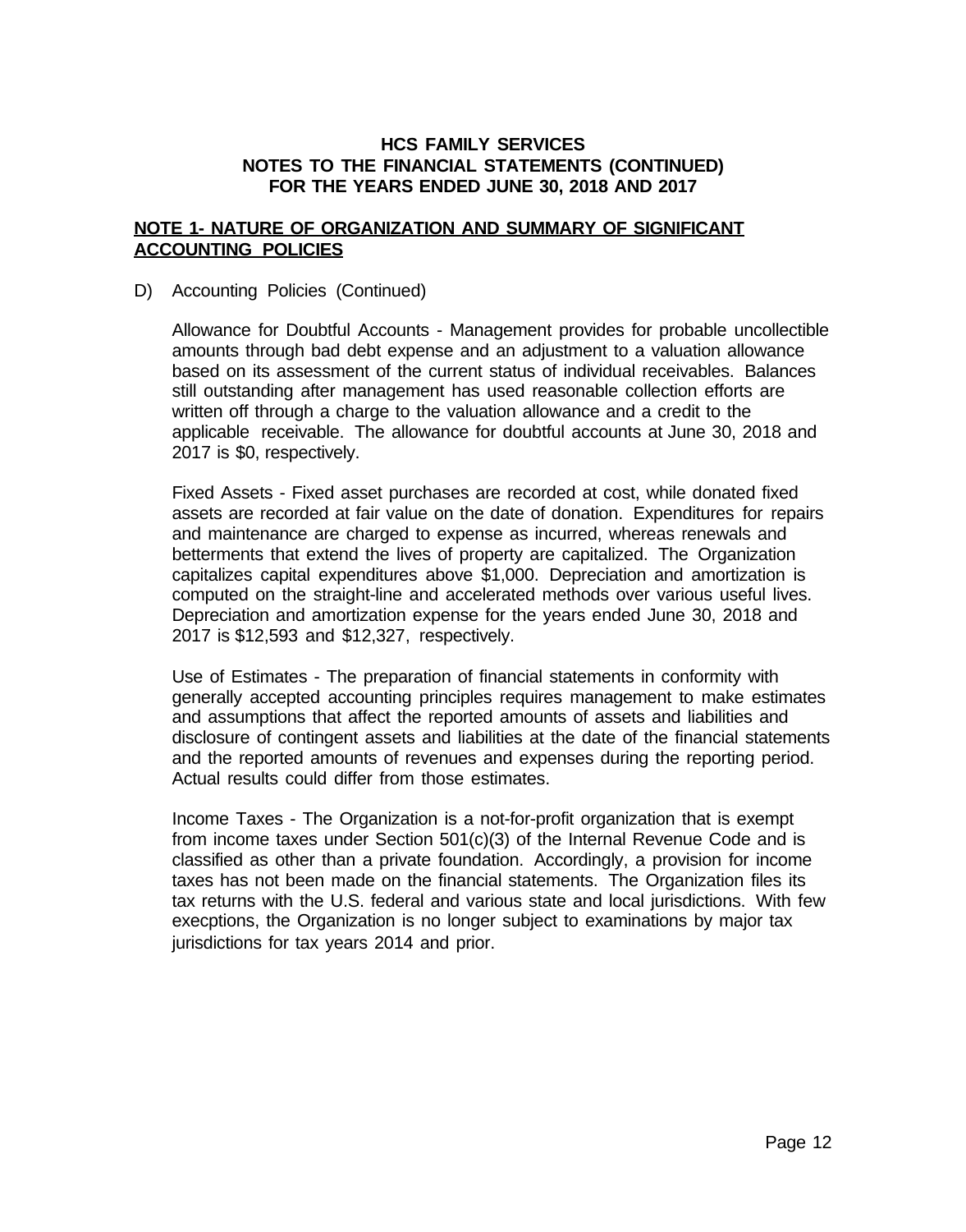# HCS FAMILY SERVICES
## NOTES TO THE FINANCIAL STATEMENTS (CONTINUED)
## FOR THE YEARS ENDED JUNE 30, 2018 AND 2017

**NOTE 1- NATURE OF ORGANIZATION AND SUMMARY OF SIGNIFICANT ACCOUNTING POLICIES**

D) Accounting Policies (Continued)

Allowance for Doubtful Accounts - Management provides for probable uncollectible amounts through bad debt expense and an adjustment to a valuation allowance based on its assessment of the current status of individual receivables. Balances still outstanding after management has used reasonable collection efforts are written off through a charge to the valuation allowance and a credit to the applicable receivable. The allowance for doubtful accounts at June 30, 2018 and 2017 is $0, respectively.

Fixed Assets - Fixed asset purchases are recorded at cost, while donated fixed assets are recorded at fair value on the date of donation. Expenditures for repairs and maintenance are charged to expense as incurred, whereas renewals and betterments that extend the lives of property are capitalized. The Organization capitalizes capital expenditures above $1,000. Depreciation and amortization is computed on the straight-line and accelerated methods over various useful lives. Depreciation and amortization expense for the years ended June 30, 2018 and 2017 is $12,593 and $12,327, respectively.

Use of Estimates - The preparation of financial statements in conformity with generally accepted accounting principles requires management to make estimates and assumptions that affect the reported amounts of assets and liabilities and disclosure of contingent assets and liabilities at the date of the financial statements and the reported amounts of revenues and expenses during the reporting period. Actual results could differ from those estimates.

Income Taxes - The Organization is a not-for-profit organization that is exempt from income taxes under Section 501(c)(3) of the Internal Revenue Code and is classified as other than a private foundation. Accordingly, a provision for income taxes has not been made on the financial statements. The Organization files its tax returns with the U.S. federal and various state and local jurisdictions. With few execptions, the Organization is no longer subject to examinations by major tax jurisdictions for tax years 2014 and prior.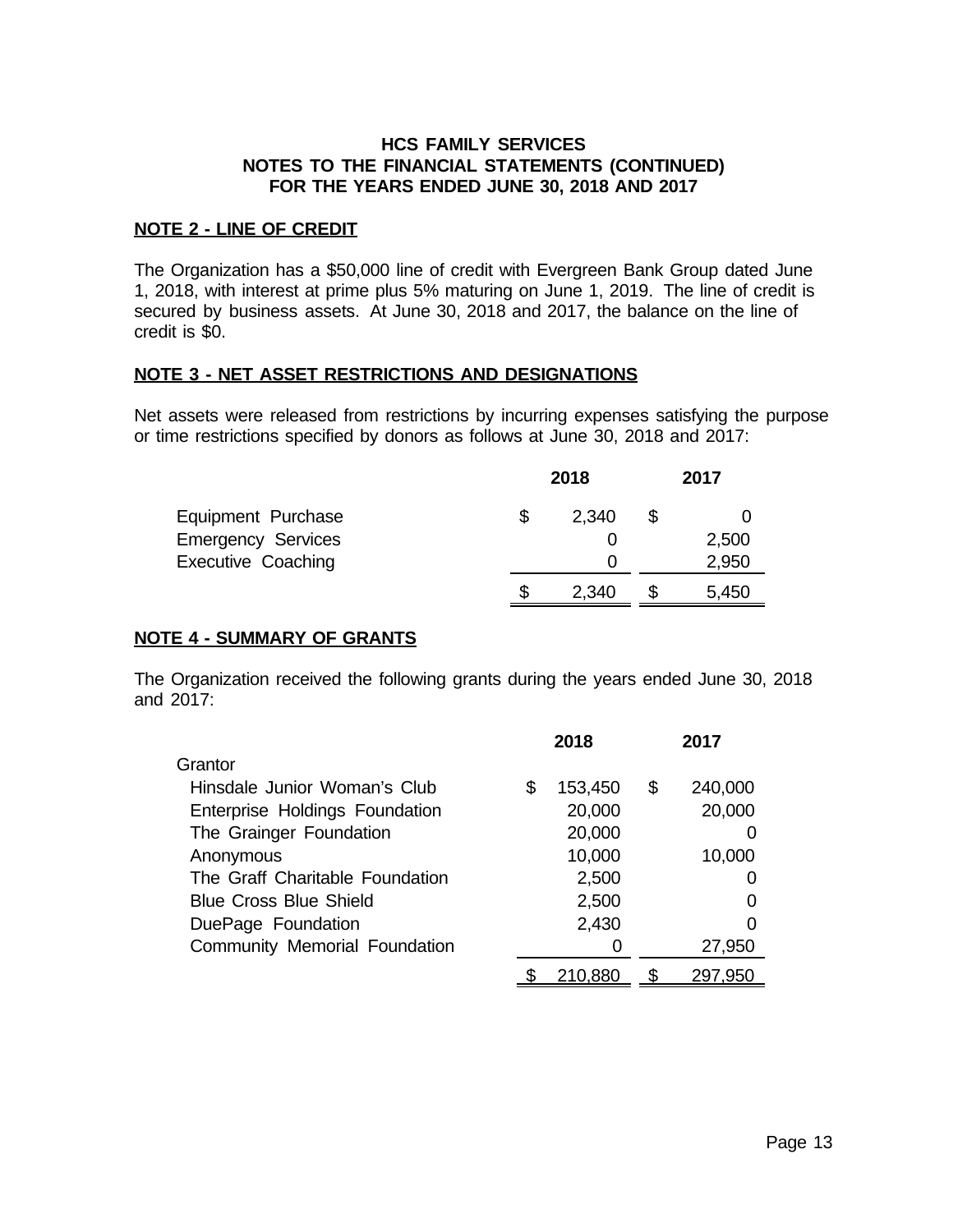# HCS FAMILY SERVICES
## NOTES TO THE FINANCIAL STATEMENTS (CONTINUED)
## FOR THE YEARS ENDED JUNE 30, 2018 AND 2017

### NOTE 2 - LINE OF CREDIT

The Organization has a $50,000 line of credit with Evergreen Bank Group dated June 1, 2018, with interest at prime plus 5% maturing on June 1, 2019. The line of credit is secured by business assets. At June 30, 2018 and 2017, the balance on the line of credit is $0.

### NOTE 3 - NET ASSET RESTRICTIONS AND DESIGNATIONS

Net assets were released from restrictions by incurring expenses satisfying the purpose or time restrictions specified by donors as follows at June 30, 2018 and 2017:

| | 2018 | 2017 |
|---|---|---|
| Equipment Purchase | $ 2,340 | $ 0 |
| Emergency Services | 0 | 2,500 |
| Executive Coaching | 0 | 2,950 |
| | $ 2,340 | $ 5,450 |

### NOTE 4 - SUMMARY OF GRANTS

The Organization received the following grants during the years ended June 30, 2018 and 2017:

| | 2018 | 2017 |
|---|---|---|
| Grantor | | |
| Hinsdale Junior Woman's Club | $ 153,450 | $ 240,000 |
| Enterprise Holdings Foundation | 20,000 | 20,000 |
| The Grainger Foundation | 20,000 | 0 |
| Anonymous | 10,000 | 10,000 |
| The Graff Charitable Foundation | 2,500 | 0 |
| Blue Cross Blue Shield | 2,500 | 0 |
| DuePage Foundation | 2,430 | 0 |
| Community Memorial Foundation | 0 | 27,950 |
| | $ 210,880 | $ 297,950 |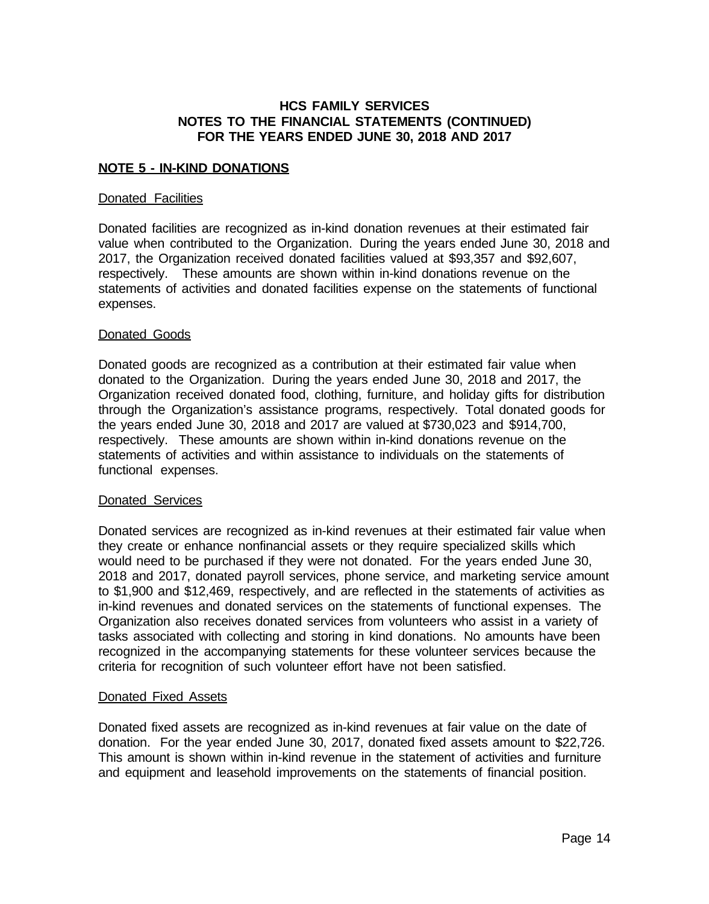# HCS FAMILY SERVICES
## NOTES TO THE FINANCIAL STATEMENTS (CONTINUED)
## FOR THE YEARS ENDED JUNE 30, 2018 AND 2017

**NOTE 5 - IN-KIND DONATIONS**

Donated Facilities

Donated facilities are recognized as in-kind donation revenues at their estimated fair value when contributed to the Organization. During the years ended June 30, 2018 and 2017, the Organization received donated facilities valued at $93,357 and $92,607, respectively. These amounts are shown within in-kind donations revenue on the statements of activities and donated facilities expense on the statements of functional expenses.

Donated Goods

Donated goods are recognized as a contribution at their estimated fair value when donated to the Organization. During the years ended June 30, 2018 and 2017, the Organization received donated food, clothing, furniture, and holiday gifts for distribution through the Organization's assistance programs, respectively. Total donated goods for the years ended June 30, 2018 and 2017 are valued at $730,023 and $914,700, respectively. These amounts are shown within in-kind donations revenue on the statements of activities and within assistance to individuals on the statements of functional expenses.

Donated Services

Donated services are recognized as in-kind revenues at their estimated fair value when they create or enhance nonfinancial assets or they require specialized skills which would need to be purchased if they were not donated. For the years ended June 30, 2018 and 2017, donated payroll services, phone service, and marketing service amount to $1,900 and $12,469, respectively, and are reflected in the statements of activities as in-kind revenues and donated services on the statements of functional expenses. The Organization also receives donated services from volunteers who assist in a variety of tasks associated with collecting and storing in kind donations. No amounts have been recognized in the accompanying statements for these volunteer services because the criteria for recognition of such volunteer effort have not been satisfied.

Donated Fixed Assets

Donated fixed assets are recognized as in-kind revenues at fair value on the date of donation. For the year ended June 30, 2017, donated fixed assets amount to $22,726. This amount is shown within in-kind revenue in the statement of activities and furniture and equipment and leasehold improvements on the statements of financial position.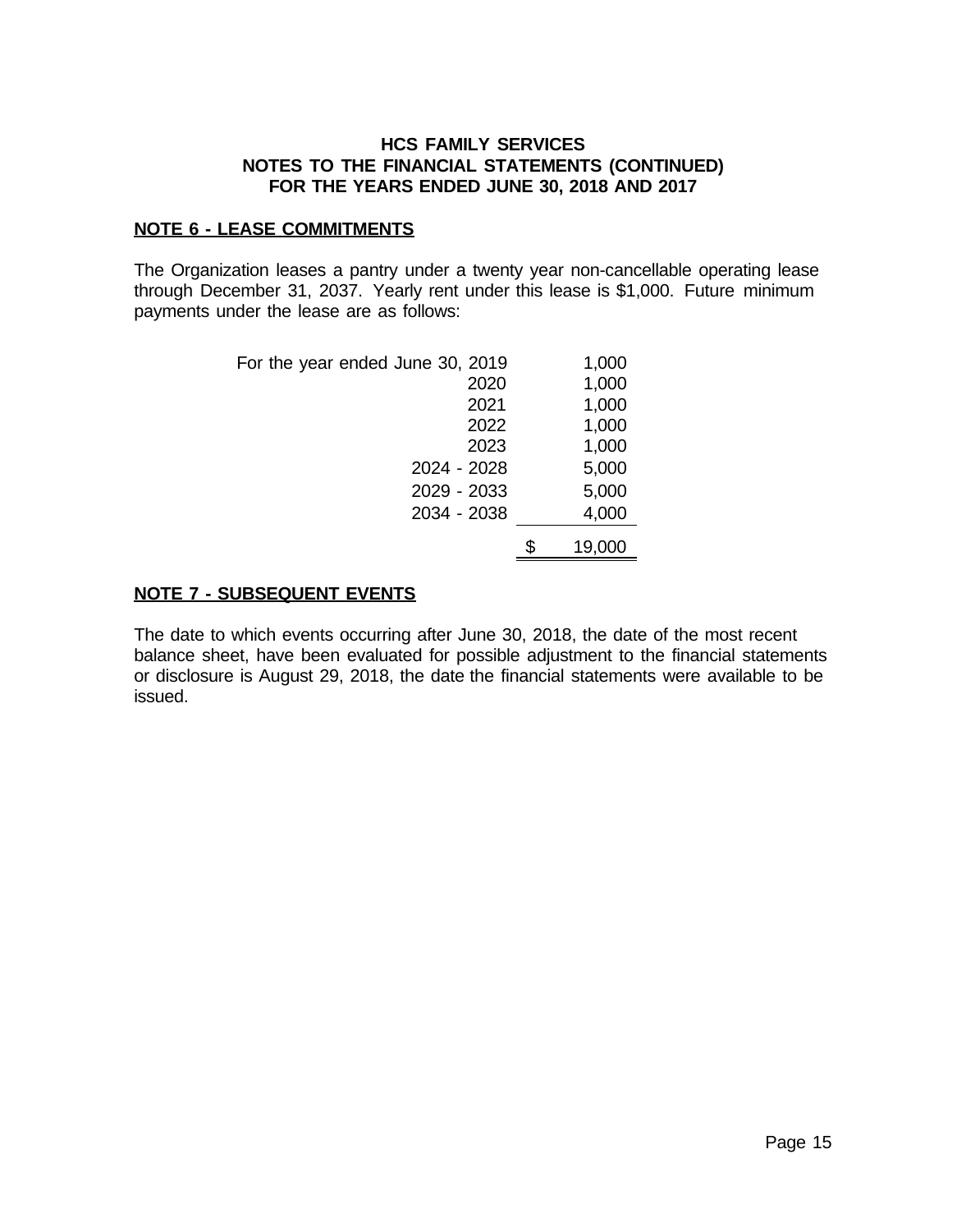**HCS FAMILY SERVICES**
**NOTES TO THE FINANCIAL STATEMENTS (CONTINUED)**
**FOR THE YEARS ENDED JUNE 30, 2018 AND 2017**

## NOTE 6 - LEASE COMMITMENTS

The Organization leases a pantry under a twenty year non-cancellable operating lease through December 31, 2037. Yearly rent under this lease is $1,000. Future minimum payments under the lease are as follows:

| | |
|---|---|
| For the year ended June 30, 2019 | 1,000 |
| 2020 | 1,000 |
| 2021 | 1,000 |
| 2022 | 1,000 |
| 2023 | 1,000 |
| 2024 - 2028 | 5,000 |
| 2029 - 2033 | 5,000 |
| 2034 - 2038 | 4,000 |
| | $ 19,000 |

## NOTE 7 - SUBSEQUENT EVENTS

The date to which events occurring after June 30, 2018, the date of the most recent balance sheet, have been evaluated for possible adjustment to the financial statements or disclosure is August 29, 2018, the date the financial statements were available to be issued.